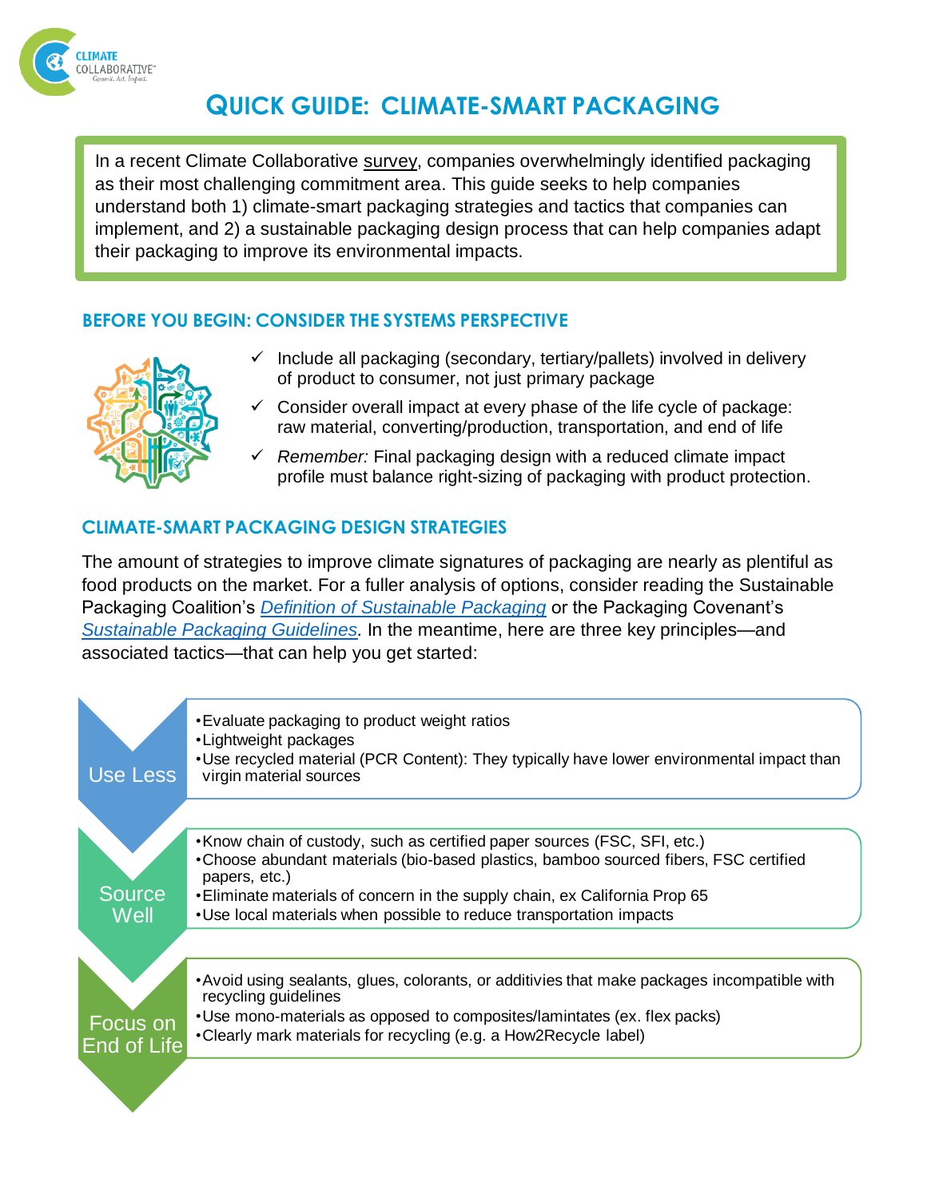# QUICK GUIDE: CLIMATE-SMART PACKAGING

In a recent Climate Collaborative survey, companies overwhelmingly identified packaging as their most challenging commitment area. This guide seeks to help companies understand both 1) climate-smart packaging strategies and tactics that companies can implement, and 2) a sustainable packaging design process that can help companies adapt their packaging to improve its environmental impacts.

## BEFORE YOU BEGIN: CONSIDER THE SYSTEMS PERSPECTIVE

- ✓ Include all packaging (secondary, tertiary/pallets) involved in delivery of product to consumer, not just primary package
- ✓ Consider overall impact at every phase of the life cycle of package: raw material, converting/production, transportation, and end of life
- ✓ *Remember:* Final packaging design with a reduced climate impact profile must balance right-sizing of packaging with product protection.

## CLIMATE-SMART PACKAGING DESIGN STRATEGIES

The amount of strategies to improve climate signatures of packaging are nearly as plentiful as food products on the market. For a fuller analysis of options, consider reading the Sustainable Packaging Coalition's *Definition of Sustainable Packaging* or the Packaging Covenant's *Sustainable Packaging Guidelines*. In the meantime, here are three key principles—and associated tactics—that can help you get started:

### Use Less

- Evaluate packaging to product weight ratios
- Lightweight packages
- Use recycled material (PCR Content): They typically have lower environmental impact than virgin material sources

### Source Well

- Know chain of custody, such as certified paper sources (FSC, SFI, etc.)
- Choose abundant materials (bio-based plastics, bamboo sourced fibers, FSC certified papers, etc.)
- Eliminate materials of concern in the supply chain, ex California Prop 65
- Use local materials when possible to reduce transportation impacts

### Focus on End of Life

- Avoid using sealants, glues, colorants, or additivies that make packages incompatible with recycling guidelines
- Use mono-materials as opposed to composites/lamintates (ex. flex packs)
- Clearly mark materials for recycling (e.g. a How2Recycle label)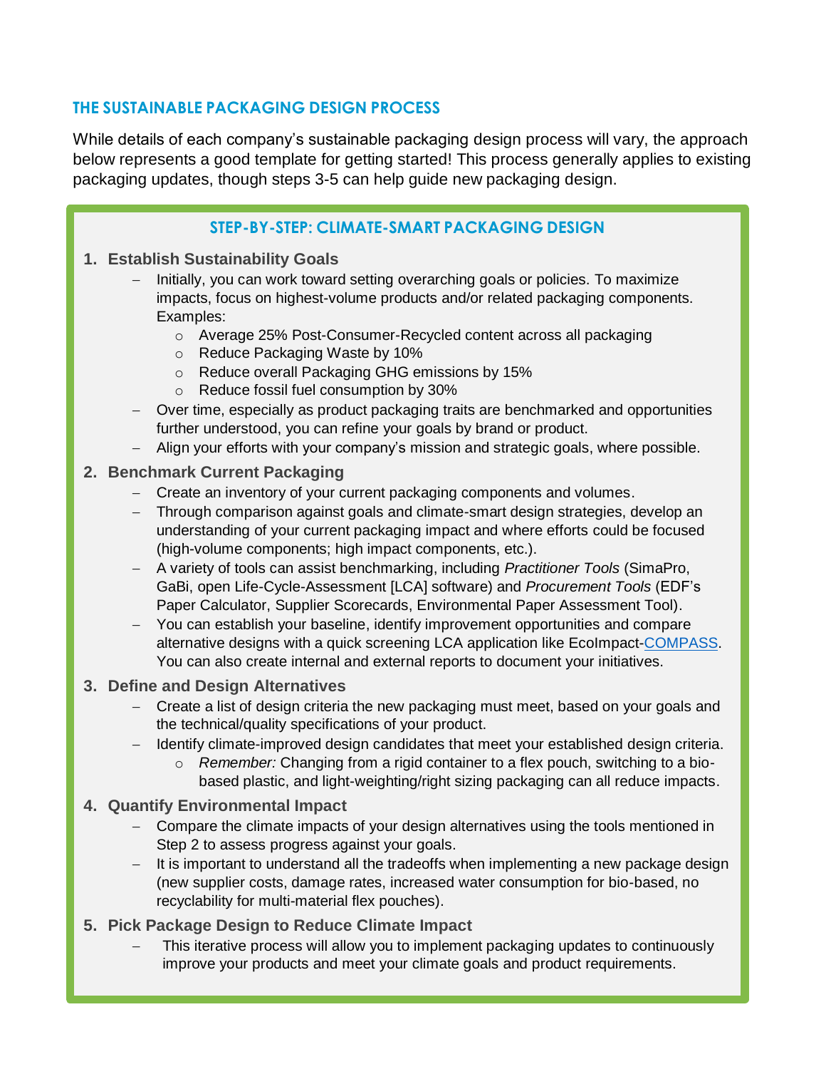## THE SUSTAINABLE PACKAGING DESIGN PROCESS

While details of each company's sustainable packaging design process will vary, the approach below represents a good template for getting started! This process generally applies to existing packaging updates, though steps 3-5 can help guide new packaging design.

### STEP-BY-STEP: CLIMATE-SMART PACKAGING DESIGN

1. **Establish Sustainability Goals**
   - Initially, you can work toward setting overarching goals or policies. To maximize impacts, focus on highest-volume products and/or related packaging components. Examples:
     - Average 25% Post-Consumer-Recycled content across all packaging
     - Reduce Packaging Waste by 10%
     - Reduce overall Packaging GHG emissions by 15%
     - Reduce fossil fuel consumption by 30%
   - Over time, especially as product packaging traits are benchmarked and opportunities further understood, you can refine your goals by brand or product.
   - Align your efforts with your company's mission and strategic goals, where possible.
2. **Benchmark Current Packaging**
   - Create an inventory of your current packaging components and volumes.
   - Through comparison against goals and climate-smart design strategies, develop an understanding of your current packaging impact and where efforts could be focused (high-volume components; high impact components, etc.).
   - A variety of tools can assist benchmarking, including *Practitioner Tools* (SimaPro, GaBi, open Life-Cycle-Assessment [LCA] software) and *Procurement Tools* (EDF's Paper Calculator, Supplier Scorecards, Environmental Paper Assessment Tool).
   - You can establish your baseline, identify improvement opportunities and compare alternative designs with a quick screening LCA application like EcoImpact-COMPASS. You can also create internal and external reports to document your initiatives.
3. **Define and Design Alternatives**
   - Create a list of design criteria the new packaging must meet, based on your goals and the technical/quality specifications of your product.
   - Identify climate-improved design candidates that meet your established design criteria.
     - *Remember:* Changing from a rigid container to a flex pouch, switching to a bio-based plastic, and light-weighting/right sizing packaging can all reduce impacts.
4. **Quantify Environmental Impact**
   - Compare the climate impacts of your design alternatives using the tools mentioned in Step 2 to assess progress against your goals.
   - It is important to understand all the tradeoffs when implementing a new package design (new supplier costs, damage rates, increased water consumption for bio-based, no recyclability for multi-material flex pouches).
5. **Pick Package Design to Reduce Climate Impact**
   - This iterative process will allow you to implement packaging updates to continuously improve your products and meet your climate goals and product requirements.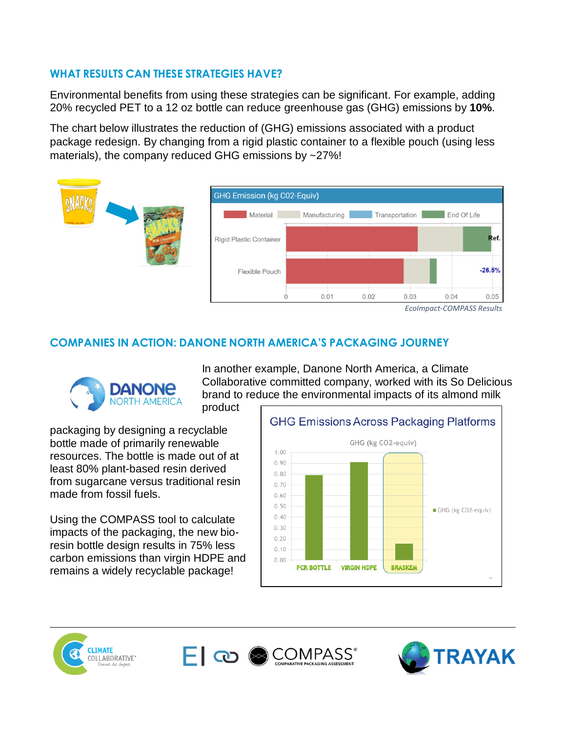## WHAT RESULTS CAN THESE STRATEGIES HAVE?

Environmental benefits from using these strategies can be significant. For example, adding 20% recycled PET to a 12 oz bottle can reduce greenhouse gas (GHG) emissions by **10%**.

The chart below illustrates the reduction of (GHG) emissions associated with a product package redesign. By changing from a rigid plastic container to a flexible pouch (using less materials), the company reduced GHG emissions by ~27%!

GHG Emission (kg C02-Equiv)

Material | Manufacturing | Transportation | End Of Life

Rigid Plastic Container — Ref.

Flexible Pouch — -26.5%

0 | 0.01 | 0.02 | 0.03 | 0.04 | 0.05

*EcoImpact-COMPASS Results*

## COMPANIES IN ACTION: DANONE NORTH AMERICA'S PACKAGING JOURNEY

In another example, Danone North America, a Climate Collaborative committed company, worked with its So Delicious brand to reduce the environmental impacts of its almond milk product packaging by designing a recyclable bottle made of primarily renewable resources. The bottle is made out of at least 80% plant-based resin derived from sugarcane versus traditional resin made from fossil fuels.

Using the COMPASS tool to calculate impacts of the packaging, the new bio-resin bottle design results in 75% less carbon emissions than virgin HDPE and remains a widely recyclable package!

GHG Emissions Across Packaging Platforms

GHG (kg CO2-equiv)

0.00 | 0.10 | 0.20 | 0.30 | 0.40 | 0.50 | 0.60 | 0.70 | 0.80 | 0.90 | 1.00

PCR BOTTLE | VIRGIN HDPE | BRASKEM

■ GHG (kg CO2-equiv)